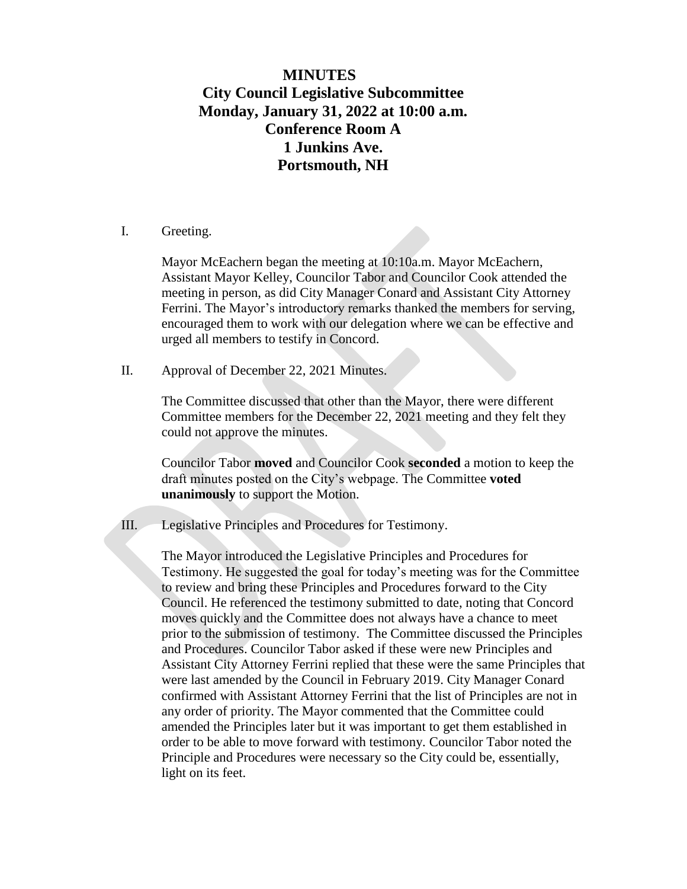# MINUTES

## City Council Legislative Subcommittee
## Monday, January 31, 2022 at 10:00 a.m.
## Conference Room A
## 1 Junkins Ave.
## Portsmouth, NH

I. Greeting.

Mayor McEachern began the meeting at 10:10a.m. Mayor McEachern, Assistant Mayor Kelley, Councilor Tabor and Councilor Cook attended the meeting in person, as did City Manager Conard and Assistant City Attorney Ferrini. The Mayor's introductory remarks thanked the members for serving, encouraged them to work with our delegation where we can be effective and urged all members to testify in Concord.

II. Approval of December 22, 2021 Minutes.

The Committee discussed that other than the Mayor, there were different Committee members for the December 22, 2021 meeting and they felt they could not approve the minutes.

Councilor Tabor **moved** and Councilor Cook **seconded** a motion to keep the draft minutes posted on the City's webpage. The Committee **voted unanimously** to support the Motion.

III. Legislative Principles and Procedures for Testimony.

The Mayor introduced the Legislative Principles and Procedures for Testimony. He suggested the goal for today's meeting was for the Committee to review and bring these Principles and Procedures forward to the City Council. He referenced the testimony submitted to date, noting that Concord moves quickly and the Committee does not always have a chance to meet prior to the submission of testimony. The Committee discussed the Principles and Procedures. Councilor Tabor asked if these were new Principles and Assistant City Attorney Ferrini replied that these were the same Principles that were last amended by the Council in February 2019. City Manager Conard confirmed with Assistant Attorney Ferrini that the list of Principles are not in any order of priority. The Mayor commented that the Committee could amended the Principles later but it was important to get them established in order to be able to move forward with testimony. Councilor Tabor noted the Principle and Procedures were necessary so the City could be, essentially, light on its feet.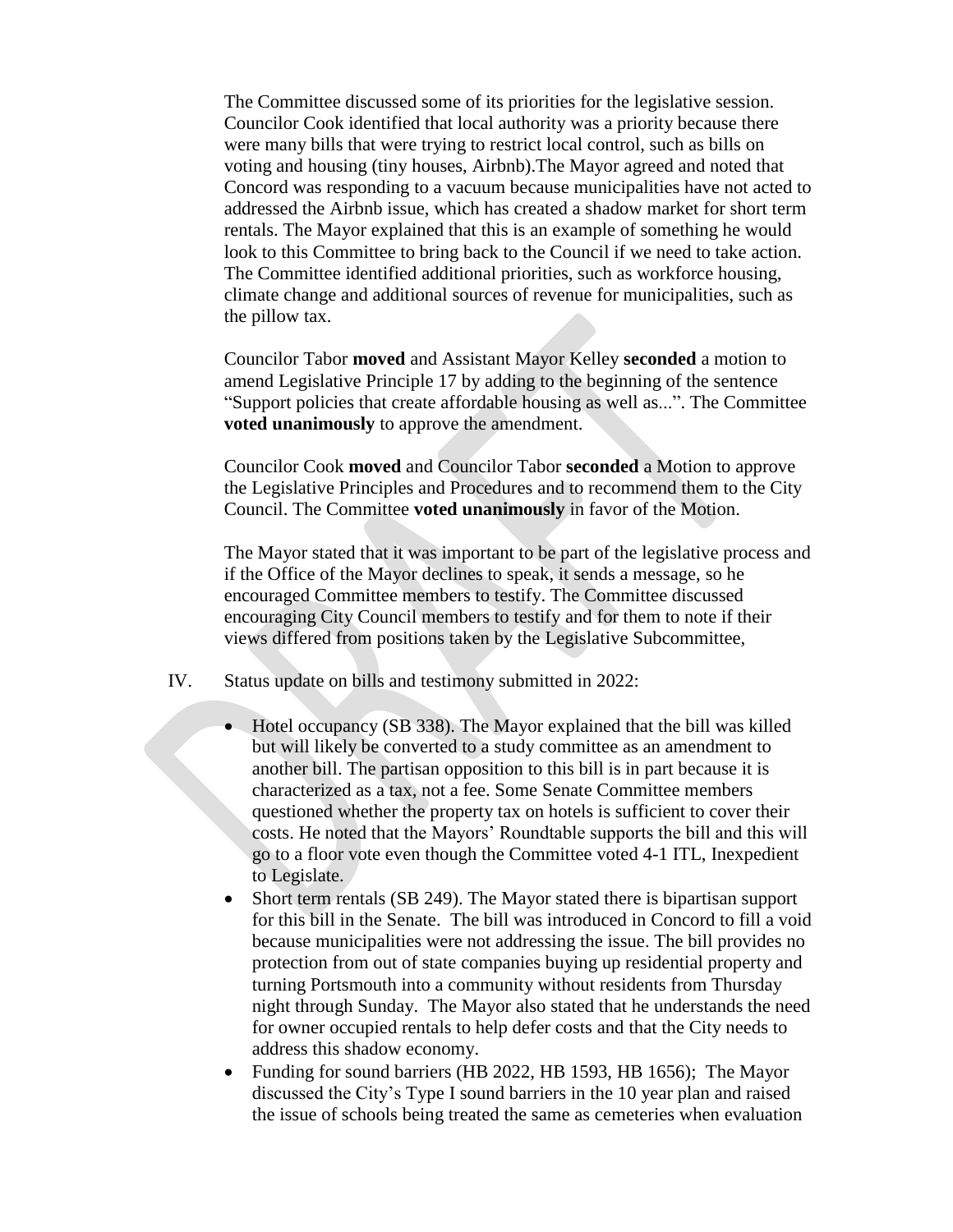The Committee discussed some of its priorities for the legislative session. Councilor Cook identified that local authority was a priority because there were many bills that were trying to restrict local control, such as bills on voting and housing (tiny houses, Airbnb).The Mayor agreed and noted that Concord was responding to a vacuum because municipalities have not acted to addressed the Airbnb issue, which has created a shadow market for short term rentals. The Mayor explained that this is an example of something he would look to this Committee to bring back to the Council if we need to take action. The Committee identified additional priorities, such as workforce housing, climate change and additional sources of revenue for municipalities, such as the pillow tax.

Councilor Tabor **moved** and Assistant Mayor Kelley **seconded** a motion to amend Legislative Principle 17 by adding to the beginning of the sentence "Support policies that create affordable housing as well as...". The Committee **voted unanimously** to approve the amendment.

Councilor Cook **moved** and Councilor Tabor **seconded** a Motion to approve the Legislative Principles and Procedures and to recommend them to the City Council. The Committee **voted unanimously** in favor of the Motion.

The Mayor stated that it was important to be part of the legislative process and if the Office of the Mayor declines to speak, it sends a message, so he encouraged Committee members to testify. The Committee discussed encouraging City Council members to testify and for them to note if their views differed from positions taken by the Legislative Subcommittee,

IV. Status update on bills and testimony submitted in 2022:

- Hotel occupancy (SB 338). The Mayor explained that the bill was killed but will likely be converted to a study committee as an amendment to another bill. The partisan opposition to this bill is in part because it is characterized as a tax, not a fee. Some Senate Committee members questioned whether the property tax on hotels is sufficient to cover their costs. He noted that the Mayors' Roundtable supports the bill and this will go to a floor vote even though the Committee voted 4-1 ITL, Inexpedient to Legislate.
- Short term rentals (SB 249). The Mayor stated there is bipartisan support for this bill in the Senate. The bill was introduced in Concord to fill a void because municipalities were not addressing the issue. The bill provides no protection from out of state companies buying up residential property and turning Portsmouth into a community without residents from Thursday night through Sunday. The Mayor also stated that he understands the need for owner occupied rentals to help defer costs and that the City needs to address this shadow economy.
- Funding for sound barriers (HB 2022, HB 1593, HB 1656); The Mayor discussed the City's Type I sound barriers in the 10 year plan and raised the issue of schools being treated the same as cemeteries when evaluation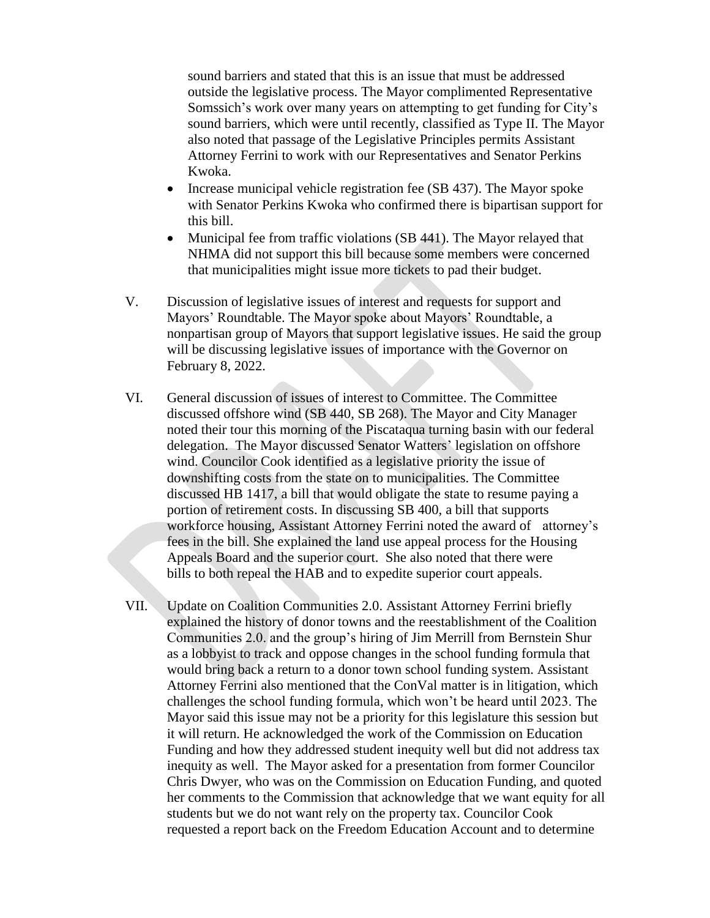sound barriers and stated that this is an issue that must be addressed outside the legislative process. The Mayor complimented Representative Somssich's work over many years on attempting to get funding for City's sound barriers, which were until recently, classified as Type II. The Mayor also noted that passage of the Legislative Principles permits Assistant Attorney Ferrini to work with our Representatives and Senator Perkins Kwoka.

- Increase municipal vehicle registration fee (SB 437). The Mayor spoke with Senator Perkins Kwoka who confirmed there is bipartisan support for this bill.
- Municipal fee from traffic violations (SB 441). The Mayor relayed that NHMA did not support this bill because some members were concerned that municipalities might issue more tickets to pad their budget.

V. Discussion of legislative issues of interest and requests for support and Mayors' Roundtable. The Mayor spoke about Mayors' Roundtable, a nonpartisan group of Mayors that support legislative issues. He said the group will be discussing legislative issues of importance with the Governor on February 8, 2022.

VI. General discussion of issues of interest to Committee. The Committee discussed offshore wind (SB 440, SB 268). The Mayor and City Manager noted their tour this morning of the Piscataqua turning basin with our federal delegation. The Mayor discussed Senator Watters' legislation on offshore wind. Councilor Cook identified as a legislative priority the issue of downshifting costs from the state on to municipalities. The Committee discussed HB 1417, a bill that would obligate the state to resume paying a portion of retirement costs. In discussing SB 400, a bill that supports workforce housing, Assistant Attorney Ferrini noted the award of attorney's fees in the bill. She explained the land use appeal process for the Housing Appeals Board and the superior court. She also noted that there were bills to both repeal the HAB and to expedite superior court appeals.

VII. Update on Coalition Communities 2.0. Assistant Attorney Ferrini briefly explained the history of donor towns and the reestablishment of the Coalition Communities 2.0. and the group's hiring of Jim Merrill from Bernstein Shur as a lobbyist to track and oppose changes in the school funding formula that would bring back a return to a donor town school funding system. Assistant Attorney Ferrini also mentioned that the ConVal matter is in litigation, which challenges the school funding formula, which won't be heard until 2023. The Mayor said this issue may not be a priority for this legislature this session but it will return. He acknowledged the work of the Commission on Education Funding and how they addressed student inequity well but did not address tax inequity as well. The Mayor asked for a presentation from former Councilor Chris Dwyer, who was on the Commission on Education Funding, and quoted her comments to the Commission that acknowledge that we want equity for all students but we do not want rely on the property tax. Councilor Cook requested a report back on the Freedom Education Account and to determine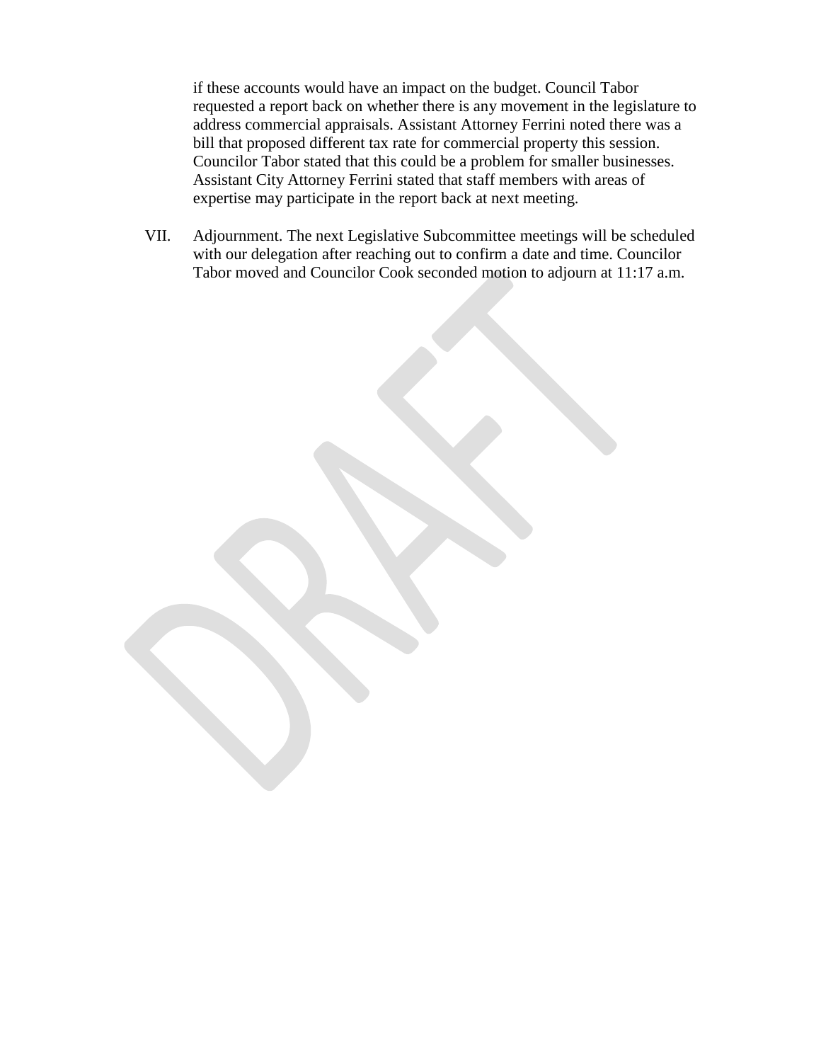if these accounts would have an impact on the budget. Council Tabor requested a report back on whether there is any movement in the legislature to address commercial appraisals. Assistant Attorney Ferrini noted there was a bill that proposed different tax rate for commercial property this session. Councilor Tabor stated that this could be a problem for smaller businesses. Assistant City Attorney Ferrini stated that staff members with areas of expertise may participate in the report back at next meeting.

VII. Adjournment. The next Legislative Subcommittee meetings will be scheduled with our delegation after reaching out to confirm a date and time. Councilor Tabor moved and Councilor Cook seconded motion to adjourn at 11:17 a.m.

DRAFT